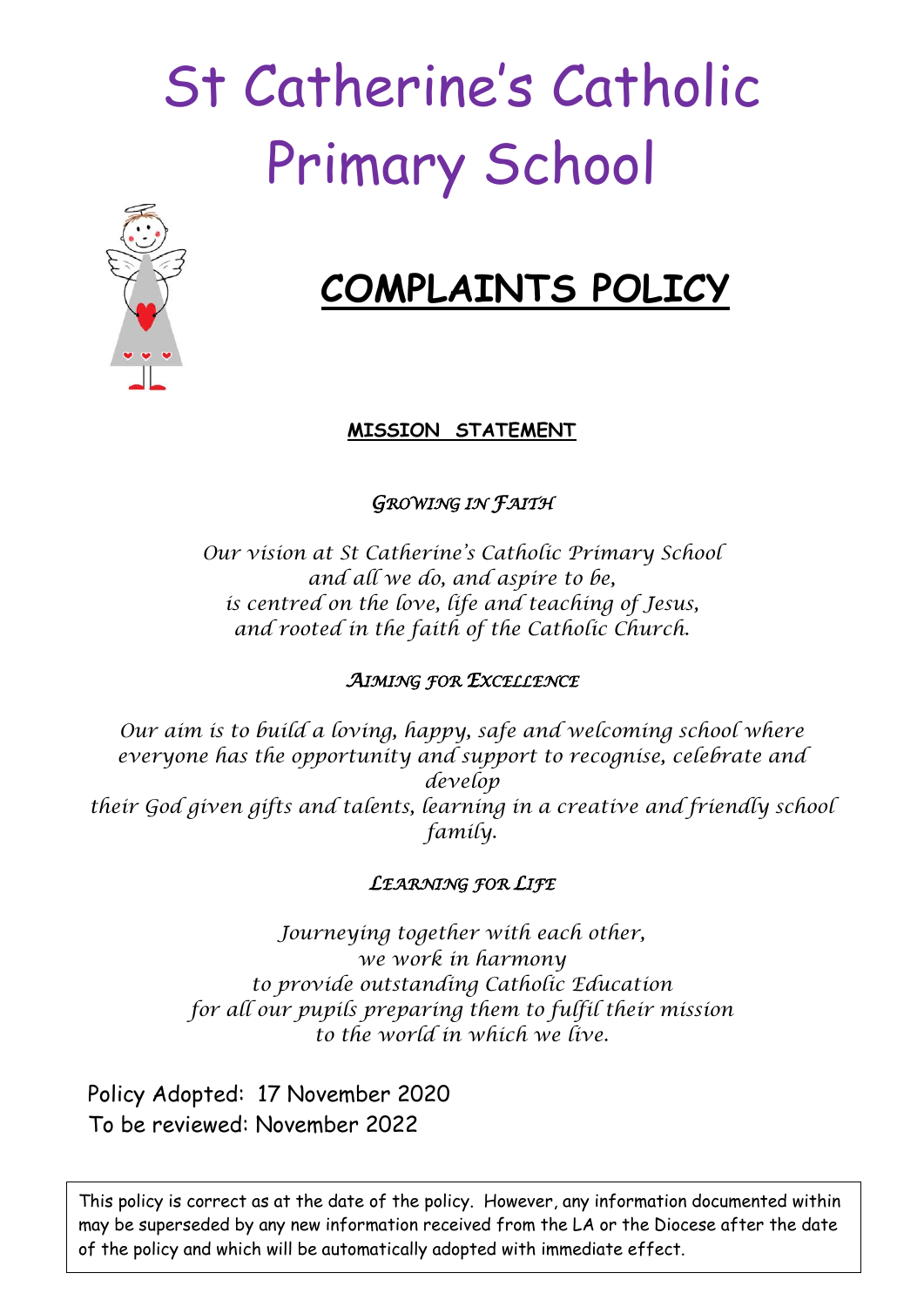# St Catherine's Catholic Primary School

## COMPLAINTS POLICY

**MISSION STATEMENT**

*GROWING IN FAITH*

*Our vision at St Catherine's Catholic Primary School and all we do, and aspire to be, is centred on the love, life and teaching of Jesus, and rooted in the faith of the Catholic Church.*

*AIMING FOR EXCELLENCE*

*Our aim is to build a loving, happy, safe and welcoming school where everyone has the opportunity and support to recognise, celebrate and develop their God given gifts and talents, learning in a creative and friendly school family.*

*LEARNING FOR LIFE*

*Journeying together with each other, we work in harmony to provide outstanding Catholic Education for all our pupils preparing them to fulfil their mission to the world in which we live.*

Policy Adopted: 17 November 2020
To be reviewed: November 2022

This policy is correct as at the date of the policy. However, any information documented within may be superseded by any new information received from the LA or the Diocese after the date of the policy and which will be automatically adopted with immediate effect.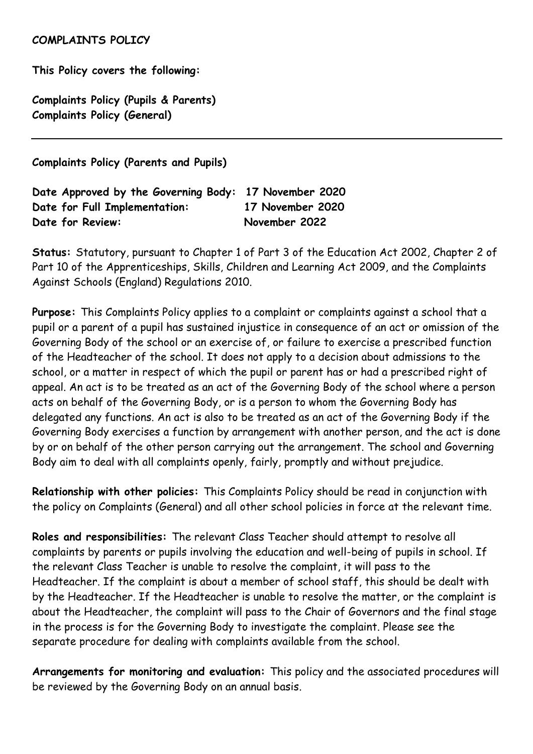**COMPLAINTS POLICY**

**This Policy covers the following:**

**Complaints Policy (Pupils & Parents)**
**Complaints Policy (General)**

---

**Complaints Policy (Parents and Pupils)**

**Date Approved by the Governing Body: 17 November 2020**
**Date for Full Implementation: 17 November 2020**
**Date for Review: November 2022**

**Status:** Statutory, pursuant to Chapter 1 of Part 3 of the Education Act 2002, Chapter 2 of Part 10 of the Apprenticeships, Skills, Children and Learning Act 2009, and the Complaints Against Schools (England) Regulations 2010.

**Purpose:** This Complaints Policy applies to a complaint or complaints against a school that a pupil or a parent of a pupil has sustained injustice in consequence of an act or omission of the Governing Body of the school or an exercise of, or failure to exercise a prescribed function of the Headteacher of the school. It does not apply to a decision about admissions to the school, or a matter in respect of which the pupil or parent has or had a prescribed right of appeal. An act is to be treated as an act of the Governing Body of the school where a person acts on behalf of the Governing Body, or is a person to whom the Governing Body has delegated any functions. An act is also to be treated as an act of the Governing Body if the Governing Body exercises a function by arrangement with another person, and the act is done by or on behalf of the other person carrying out the arrangement. The school and Governing Body aim to deal with all complaints openly, fairly, promptly and without prejudice.

**Relationship with other policies:** This Complaints Policy should be read in conjunction with the policy on Complaints (General) and all other school policies in force at the relevant time.

**Roles and responsibilities:** The relevant Class Teacher should attempt to resolve all complaints by parents or pupils involving the education and well-being of pupils in school. If the relevant Class Teacher is unable to resolve the complaint, it will pass to the Headteacher. If the complaint is about a member of school staff, this should be dealt with by the Headteacher. If the Headteacher is unable to resolve the matter, or the complaint is about the Headteacher, the complaint will pass to the Chair of Governors and the final stage in the process is for the Governing Body to investigate the complaint. Please see the separate procedure for dealing with complaints available from the school.

**Arrangements for monitoring and evaluation:** This policy and the associated procedures will be reviewed by the Governing Body on an annual basis.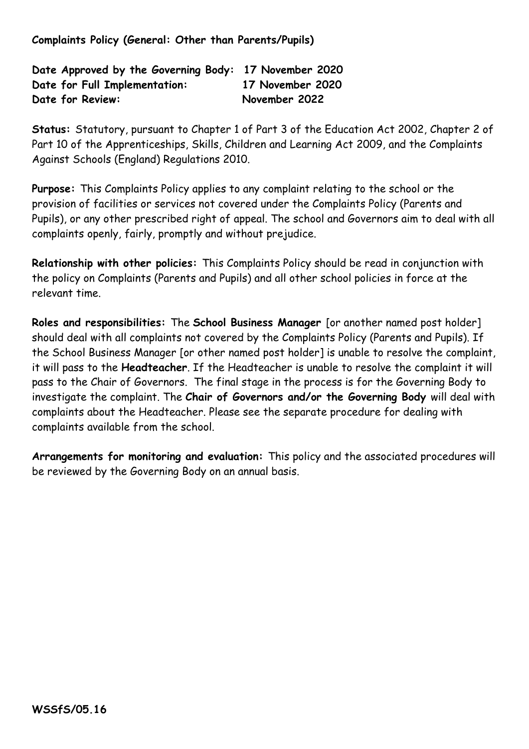**Complaints Policy (General: Other than Parents/Pupils)**

**Date Approved by the Governing Body: 17 November 2020**
**Date for Full Implementation: 17 November 2020**
**Date for Review: November 2022**

**Status:** Statutory, pursuant to Chapter 1 of Part 3 of the Education Act 2002, Chapter 2 of Part 10 of the Apprenticeships, Skills, Children and Learning Act 2009, and the Complaints Against Schools (England) Regulations 2010.

**Purpose:** This Complaints Policy applies to any complaint relating to the school or the provision of facilities or services not covered under the Complaints Policy (Parents and Pupils), or any other prescribed right of appeal. The school and Governors aim to deal with all complaints openly, fairly, promptly and without prejudice.

**Relationship with other policies:** This Complaints Policy should be read in conjunction with the policy on Complaints (Parents and Pupils) and all other school policies in force at the relevant time.

**Roles and responsibilities:** The **School Business Manager** [or another named post holder] should deal with all complaints not covered by the Complaints Policy (Parents and Pupils). If the School Business Manager [or other named post holder] is unable to resolve the complaint, it will pass to the **Headteacher**. If the Headteacher is unable to resolve the complaint it will pass to the Chair of Governors. The final stage in the process is for the Governing Body to investigate the complaint. The **Chair of Governors and/or the Governing Body** will deal with complaints about the Headteacher. Please see the separate procedure for dealing with complaints available from the school.

**Arrangements for monitoring and evaluation:** This policy and the associated procedures will be reviewed by the Governing Body on an annual basis.

**WSSfS/05.16**